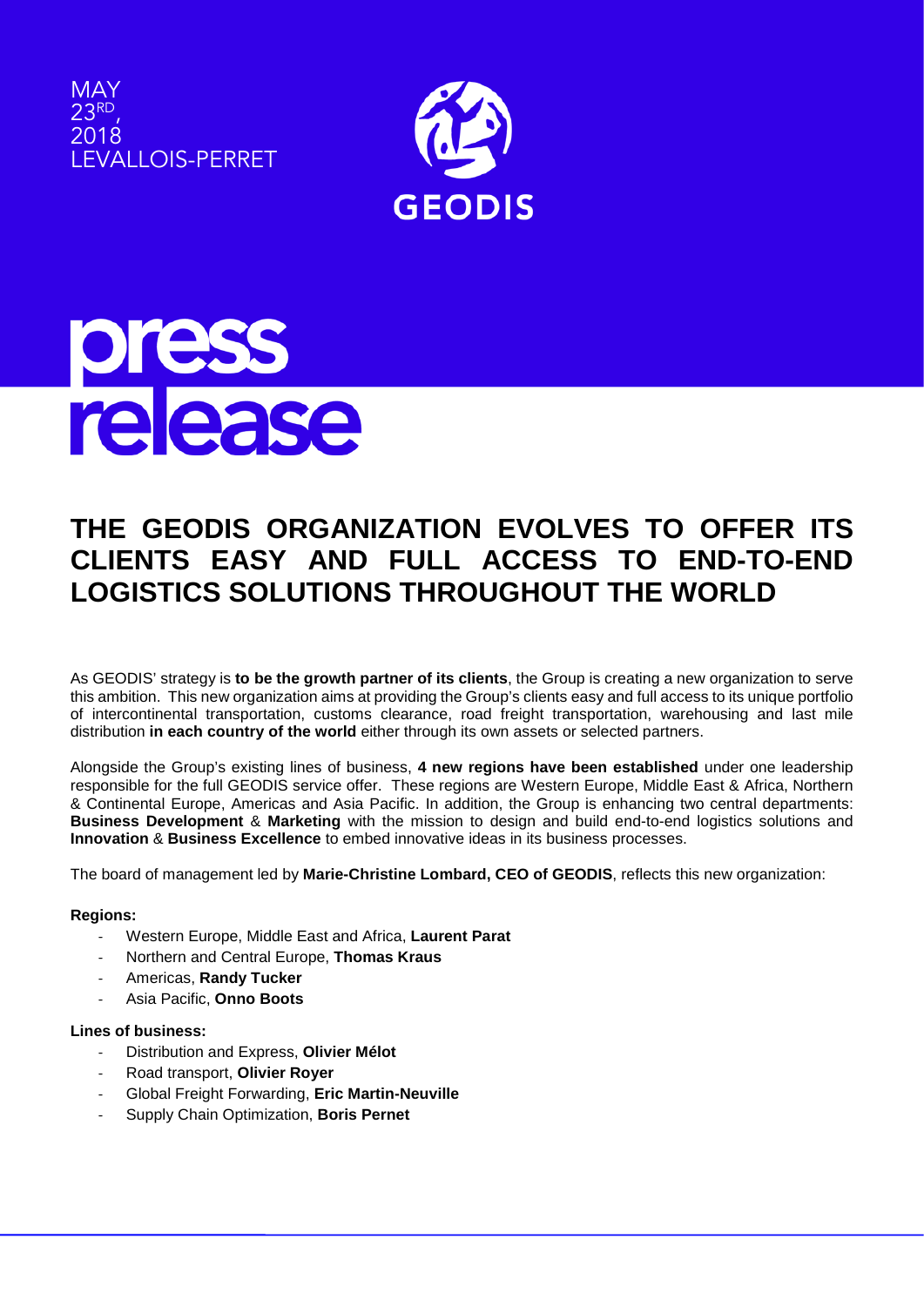MAY 23RD, 2018
LEVALLOIS-PERRET

GEODIS

press release

# THE GEODIS ORGANIZATION EVOLVES TO OFFER ITS CLIENTS EASY AND FULL ACCESS TO END-TO-END LOGISTICS SOLUTIONS THROUGHOUT THE WORLD

As GEODIS' strategy is **to be the growth partner of its clients**, the Group is creating a new organization to serve this ambition. This new organization aims at providing the Group's clients easy and full access to its unique portfolio of intercontinental transportation, customs clearance, road freight transportation, warehousing and last mile distribution **in each country of the world** either through its own assets or selected partners.

Alongside the Group's existing lines of business, **4 new regions have been established** under one leadership responsible for the full GEODIS service offer. These regions are Western Europe, Middle East & Africa, Northern & Continental Europe, Americas and Asia Pacific. In addition, the Group is enhancing two central departments: **Business Development** & **Marketing** with the mission to design and build end-to-end logistics solutions and **Innovation** & **Business Excellence** to embed innovative ideas in its business processes.

The board of management led by **Marie-Christine Lombard, CEO of GEODIS**, reflects this new organization:

**Regions:**

- Western Europe, Middle East and Africa, **Laurent Parat**
- Northern and Central Europe, **Thomas Kraus**
- Americas, **Randy Tucker**
- Asia Pacific, **Onno Boots**

**Lines of business:**

- Distribution and Express, **Olivier Mélot**
- Road transport, **Olivier Royer**
- Global Freight Forwarding, **Eric Martin-Neuville**
- Supply Chain Optimization, **Boris Pernet**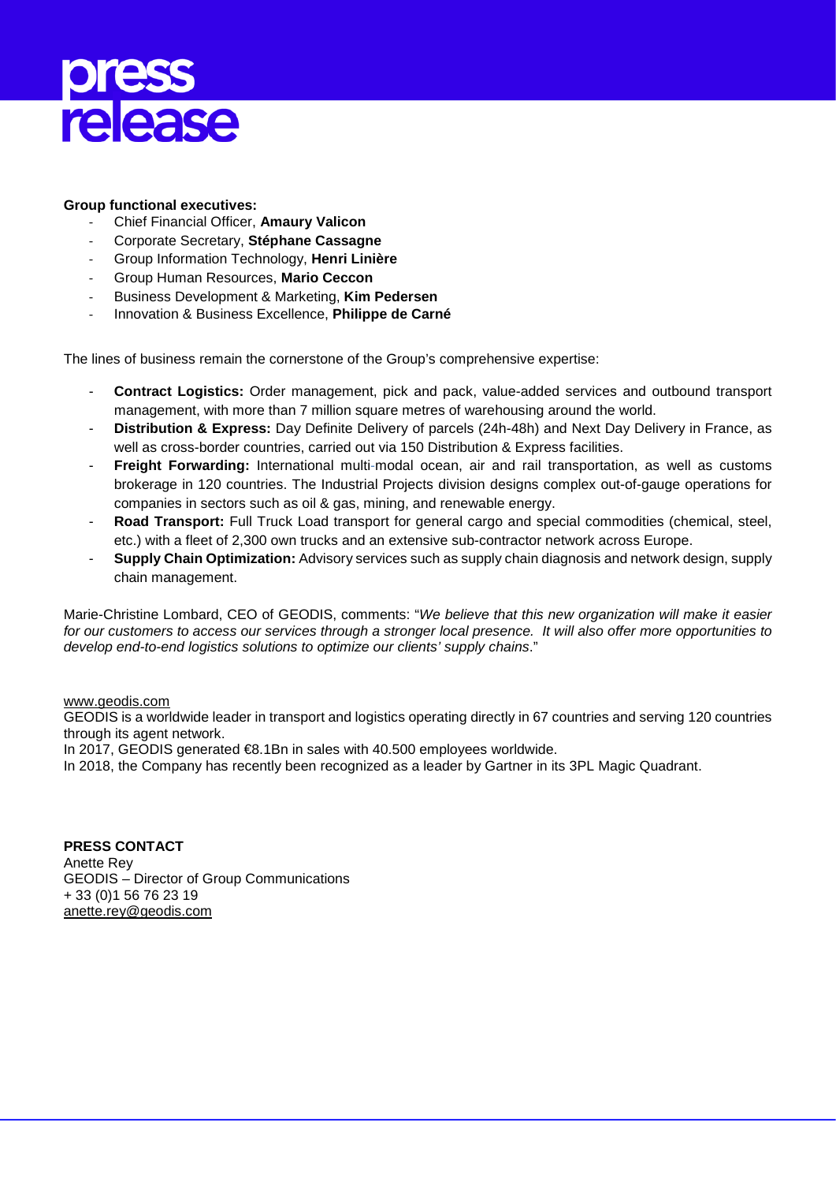**Group functional executives:**

- Chief Financial Officer, **Amaury Valicon**
- Corporate Secretary, **Stéphane Cassagne**
- Group Information Technology, **Henri Linière**
- Group Human Resources, **Mario Ceccon**
- Business Development & Marketing, **Kim Pedersen**
- Innovation & Business Excellence, **Philippe de Carné**

The lines of business remain the cornerstone of the Group's comprehensive expertise:

- **Contract Logistics:** Order management, pick and pack, value-added services and outbound transport management, with more than 7 million square metres of warehousing around the world.
- **Distribution & Express:** Day Definite Delivery of parcels (24h-48h) and Next Day Delivery in France, as well as cross-border countries, carried out via 150 Distribution & Express facilities.
- **Freight Forwarding:** International multi-modal ocean, air and rail transportation, as well as customs brokerage in 120 countries. The Industrial Projects division designs complex out-of-gauge operations for companies in sectors such as oil & gas, mining, and renewable energy.
- **Road Transport:** Full Truck Load transport for general cargo and special commodities (chemical, steel, etc.) with a fleet of 2,300 own trucks and an extensive sub-contractor network across Europe.
- **Supply Chain Optimization:** Advisory services such as supply chain diagnosis and network design, supply chain management.

Marie-Christine Lombard, CEO of GEODIS, comments: "*We believe that this new organization will make it easier for our customers to access our services through a stronger local presence. It will also offer more opportunities to develop end-to-end logistics solutions to optimize our clients' supply chains*."

www.geodis.com
GEODIS is a worldwide leader in transport and logistics operating directly in 67 countries and serving 120 countries through its agent network.
In 2017, GEODIS generated €8.1Bn in sales with 40.500 employees worldwide.
In 2018, the Company has recently been recognized as a leader by Gartner in its 3PL Magic Quadrant.

**PRESS CONTACT**
Anette Rey
GEODIS – Director of Group Communications
+ 33 (0)1 56 76 23 19
anette.rey@geodis.com